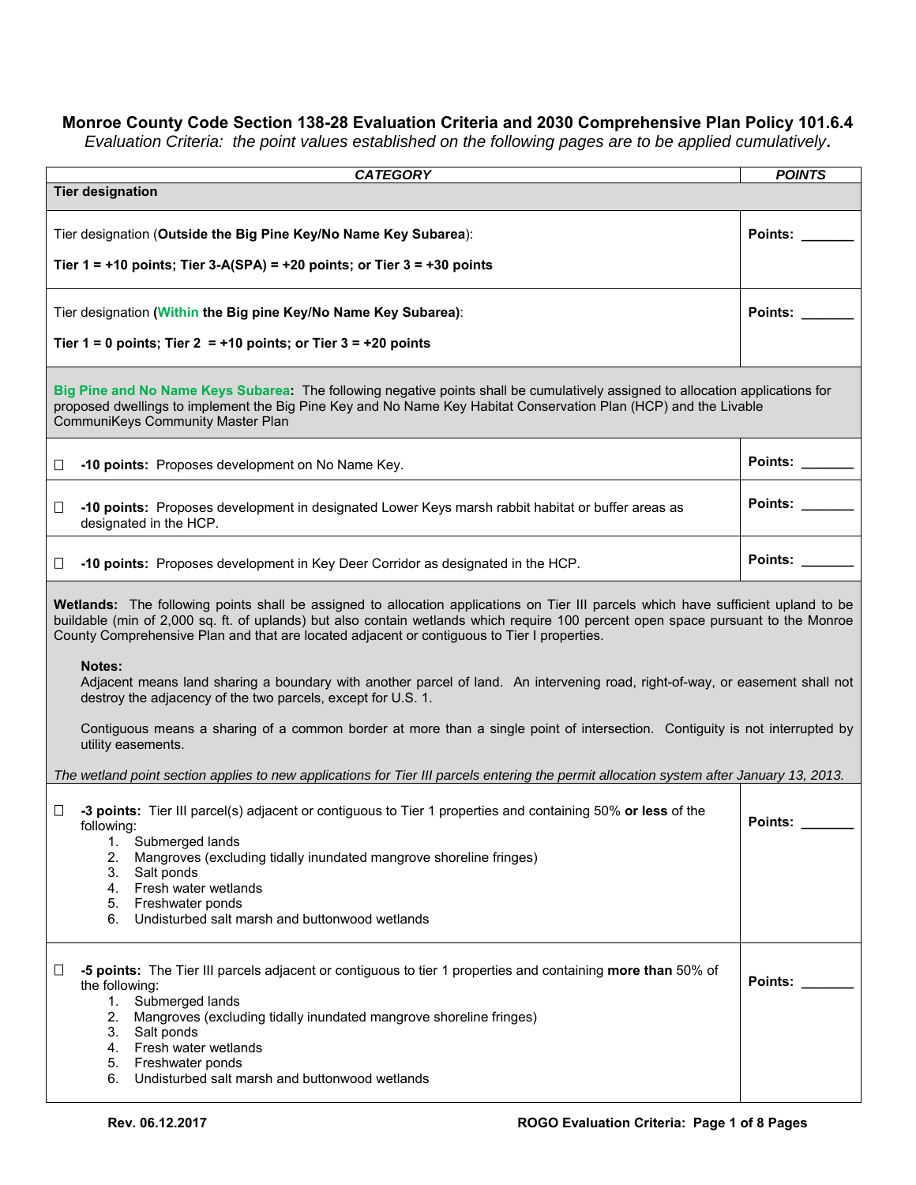# Monroe County Code Section 138-28 Evaluation Criteria and 2030 Comprehensive Plan Policy 101.6.4

*Evaluation Criteria: the point values established on the following pages are to be applied cumulatively.*

| *CATEGORY* | *POINTS* |
|---|---|
| **Tier designation** | |
| Tier designation (**Outside the Big Pine Key/No Name Key Subarea**):<br><br>**Tier 1 = +10 points; Tier 3-A(SPA) = +20 points; or Tier 3 = +30 points** | **Points: _______** |
| Tier designation (**Within the Big pine Key/No Name Key Subarea)**:<br><br>**Tier 1 = 0 points; Tier 2 = +10 points; or Tier 3 = +20 points** | **Points: _______** |
| **Big Pine and No Name Keys Subarea:** The following negative points shall be cumulatively assigned to allocation applications for proposed dwellings to implement the Big Pine Key and No Name Key Habitat Conservation Plan (HCP) and the Livable CommuniKeys Community Master Plan | |
| ☐ **-10 points:** Proposes development on No Name Key. | **Points: _______** |
| ☐ **-10 points:** Proposes development in designated Lower Keys marsh rabbit habitat or buffer areas as designated in the HCP. | **Points: _______** |
| ☐ **-10 points:** Proposes development in Key Deer Corridor as designated in the HCP. | **Points: _______** |
| **Wetlands:** The following points shall be assigned to allocation applications on Tier III parcels which have sufficient upland to be buildable (min of 2,000 sq. ft. of uplands) but also contain wetlands which require 100 percent open space pursuant to the Monroe County Comprehensive Plan and that are located adjacent or contiguous to Tier I properties.<br><br>**Notes:**<br>Adjacent means land sharing a boundary with another parcel of land. An intervening road, right-of-way, or easement shall not destroy the adjacency of the two parcels, except for U.S. 1.<br><br>Contiguous means a sharing of a common border at more than a single point of intersection. Contiguity is not interrupted by utility easements.<br><br>*The wetland point section applies to new applications for Tier III parcels entering the permit allocation system after January 13, 2013.* | |
| ☐ **-3 points:** Tier III parcel(s) adjacent or contiguous to Tier 1 properties and containing 50% **or less** of the following:<br>1. Submerged lands<br>2. Mangroves (excluding tidally inundated mangrove shoreline fringes)<br>3. Salt ponds<br>4. Fresh water wetlands<br>5. Freshwater ponds<br>6. Undisturbed salt marsh and buttonwood wetlands | **Points: _______** |
| ☐ **-5 points:** The Tier III parcels adjacent or contiguous to tier 1 properties and containing **more than** 50% of the following:<br>1. Submerged lands<br>2. Mangroves (excluding tidally inundated mangrove shoreline fringes)<br>3. Salt ponds<br>4. Fresh water wetlands<br>5. Freshwater ponds<br>6. Undisturbed salt marsh and buttonwood wetlands | **Points: _______** |

**Rev. 06.12.2017**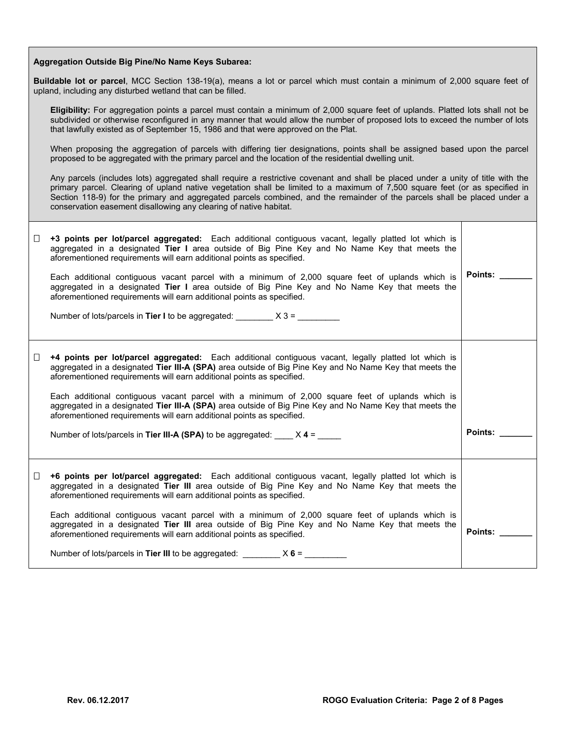**Aggregation Outside Big Pine/No Name Keys Subarea:**

**Buildable lot or parcel**, MCC Section 138-19(a), means a lot or parcel which must contain a minimum of 2,000 square feet of upland, including any disturbed wetland that can be filled.

**Eligibility:** For aggregation points a parcel must contain a minimum of 2,000 square feet of uplands. Platted lots shall not be subdivided or otherwise reconfigured in any manner that would allow the number of proposed lots to exceed the number of lots that lawfully existed as of September 15, 1986 and that were approved on the Plat.

When proposing the aggregation of parcels with differing tier designations, points shall be assigned based upon the parcel proposed to be aggregated with the primary parcel and the location of the residential dwelling unit.

Any parcels (includes lots) aggregated shall require a restrictive covenant and shall be placed under a unity of title with the primary parcel. Clearing of upland native vegetation shall be limited to a maximum of 7,500 square feet (or as specified in Section 118-9) for the primary and aggregated parcels combined, and the remainder of the parcels shall be placed under a conservation easement disallowing any clearing of native habitat.

| | |
|---|---|
| ☐ **+3 points per lot/parcel aggregated:** Each additional contiguous vacant, legally platted lot which is aggregated in a designated **Tier I** area outside of Big Pine Key and No Name Key that meets the aforementioned requirements will earn additional points as specified.<br><br>Each additional contiguous vacant parcel with a minimum of 2,000 square feet of uplands which is aggregated in a designated **Tier I** area outside of Big Pine Key and No Name Key that meets the aforementioned requirements will earn additional points as specified.<br><br>Number of lots/parcels in **Tier I** to be aggregated: ________ X 3 = _________ | **Points:** _______ |
| ☐ **+4 points per lot/parcel aggregated:** Each additional contiguous vacant, legally platted lot which is aggregated in a designated **Tier III-A (SPA)** area outside of Big Pine Key and No Name Key that meets the aforementioned requirements will earn additional points as specified.<br><br>Each additional contiguous vacant parcel with a minimum of 2,000 square feet of uplands which is aggregated in a designated **Tier III-A (SPA)** area outside of Big Pine Key and No Name Key that meets the aforementioned requirements will earn additional points as specified.<br><br>Number of lots/parcels in **Tier III-A (SPA)** to be aggregated: ____ X **4** = _____ | **Points:** _______ |
| ☐ **+6 points per lot/parcel aggregated:** Each additional contiguous vacant, legally platted lot which is aggregated in a designated **Tier III** area outside of Big Pine Key and No Name Key that meets the aforementioned requirements will earn additional points as specified.<br><br>Each additional contiguous vacant parcel with a minimum of 2,000 square feet of uplands which is aggregated in a designated **Tier III** area outside of Big Pine Key and No Name Key that meets the aforementioned requirements will earn additional points as specified.<br><br>Number of lots/parcels in **Tier III** to be aggregated: ________ X **6** = _________ | **Points:** _______ |

**Rev. 06.12.2017**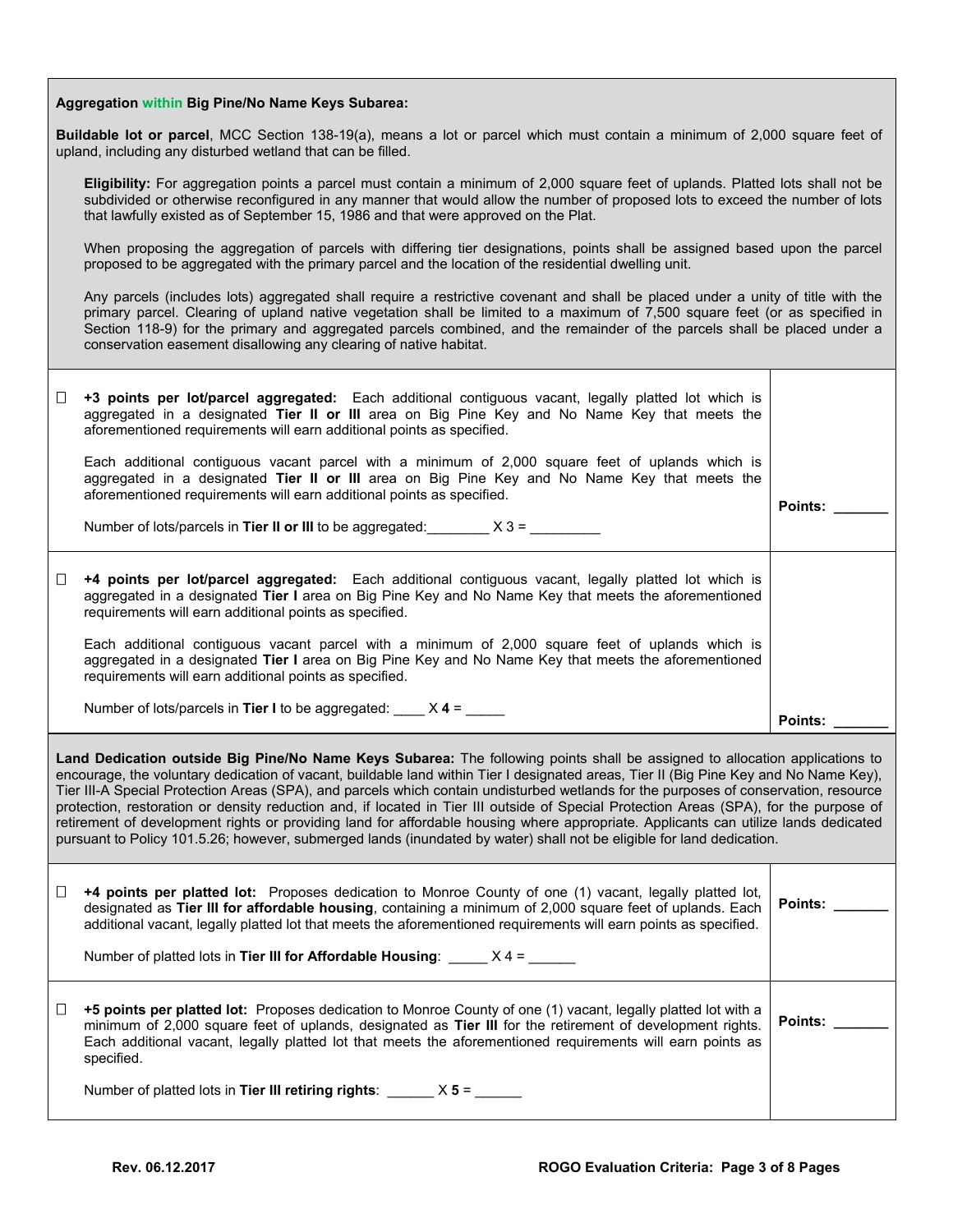**Aggregation within Big Pine/No Name Keys Subarea:**

**Buildable lot or parcel**, MCC Section 138-19(a), means a lot or parcel which must contain a minimum of 2,000 square feet of upland, including any disturbed wetland that can be filled.

**Eligibility:** For aggregation points a parcel must contain a minimum of 2,000 square feet of uplands. Platted lots shall not be subdivided or otherwise reconfigured in any manner that would allow the number of proposed lots to exceed the number of lots that lawfully existed as of September 15, 1986 and that were approved on the Plat.

When proposing the aggregation of parcels with differing tier designations, points shall be assigned based upon the parcel proposed to be aggregated with the primary parcel and the location of the residential dwelling unit.

Any parcels (includes lots) aggregated shall require a restrictive covenant and shall be placed under a unity of title with the primary parcel. Clearing of upland native vegetation shall be limited to a maximum of 7,500 square feet (or as specified in Section 118-9) for the primary and aggregated parcels combined, and the remainder of the parcels shall be placed under a conservation easement disallowing any clearing of native habitat.

| | |
|---|---|
| ☐ **+3 points per lot/parcel aggregated:** Each additional contiguous vacant, legally platted lot which is aggregated in a designated **Tier II or III** area on Big Pine Key and No Name Key that meets the aforementioned requirements will earn additional points as specified.<br><br>Each additional contiguous vacant parcel with a minimum of 2,000 square feet of uplands which is aggregated in a designated **Tier II or III** area on Big Pine Key and No Name Key that meets the aforementioned requirements will earn additional points as specified.<br><br>Number of lots/parcels in **Tier II or III** to be aggregated:________ X 3 = _________ | **Points:** _______ |
| ☐ **+4 points per lot/parcel aggregated:** Each additional contiguous vacant, legally platted lot which is aggregated in a designated **Tier I** area on Big Pine Key and No Name Key that meets the aforementioned requirements will earn additional points as specified.<br><br>Each additional contiguous vacant parcel with a minimum of 2,000 square feet of uplands which is aggregated in a designated **Tier I** area on Big Pine Key and No Name Key that meets the aforementioned requirements will earn additional points as specified.<br><br>Number of lots/parcels in **Tier I** to be aggregated: ____ X **4** = _____ | **Points:** _______ |

**Land Dedication outside Big Pine/No Name Keys Subarea:** The following points shall be assigned to allocation applications to encourage, the voluntary dedication of vacant, buildable land within Tier I designated areas, Tier II (Big Pine Key and No Name Key), Tier III-A Special Protection Areas (SPA), and parcels which contain undisturbed wetlands for the purposes of conservation, resource protection, restoration or density reduction and, if located in Tier III outside of Special Protection Areas (SPA), for the purpose of retirement of development rights or providing land for affordable housing where appropriate. Applicants can utilize lands dedicated pursuant to Policy 101.5.26; however, submerged lands (inundated by water) shall not be eligible for land dedication.

| | |
|---|---|
| ☐ **+4 points per platted lot:** Proposes dedication to Monroe County of one (1) vacant, legally platted lot, designated as **Tier III for affordable housing**, containing a minimum of 2,000 square feet of uplands. Each additional vacant, legally platted lot that meets the aforementioned requirements will earn points as specified.<br><br>Number of platted lots in **Tier III for Affordable Housing**: _____ X 4 = ______ | **Points:** _______ |
| ☐ **+5 points per platted lot:** Proposes dedication to Monroe County of one (1) vacant, legally platted lot with a minimum of 2,000 square feet of uplands, designated as **Tier III** for the retirement of development rights. Each additional vacant, legally platted lot that meets the aforementioned requirements will earn points as specified.<br><br>Number of platted lots in **Tier III retiring rights**: ______ X **5** = ______ | **Points:** _______ |

Rev. 06.12.2017 ROGO Evaluation Criteria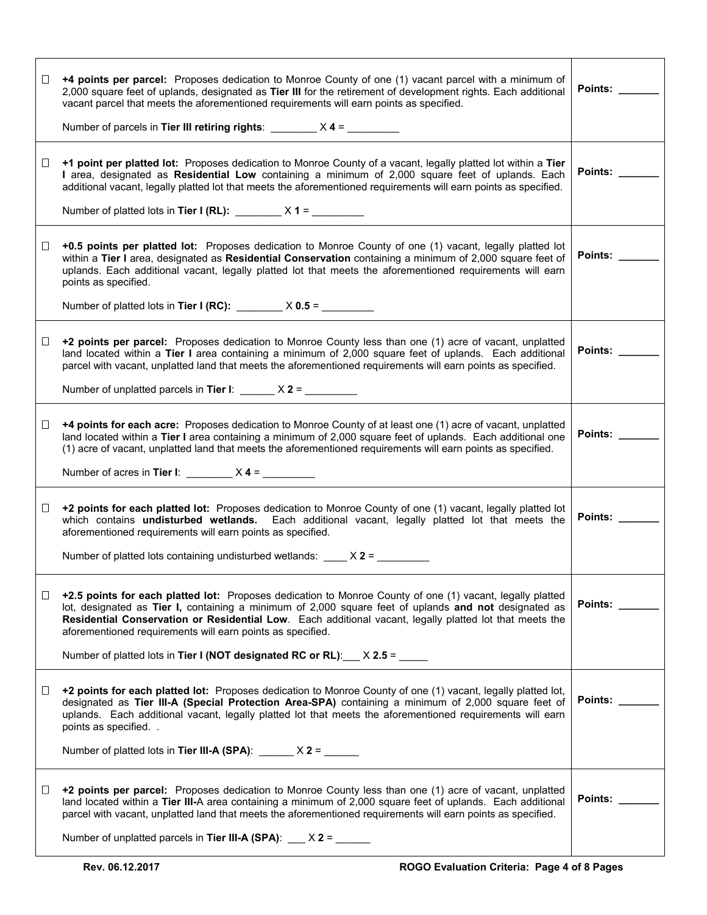| | | |
|---|---|---|
| ☐ | **+4 points per parcel:** Proposes dedication to Monroe County of one (1) vacant parcel with a minimum of 2,000 square feet of uplands, designated as **Tier III** for the retirement of development rights. Each additional vacant parcel that meets the aforementioned requirements will earn points as specified.<br><br>Number of parcels in **Tier III retiring rights**: ________ X **4** = _________ | **Points:** _______ |
| ☐ | **+1 point per platted lot:** Proposes dedication to Monroe County of a vacant, legally platted lot within a **Tier I** area, designated as **Residential Low** containing a minimum of 2,000 square feet of uplands. Each additional vacant, legally platted lot that meets the aforementioned requirements will earn points as specified.<br><br>Number of platted lots in **Tier I (RL):** ________ X **1** = _________ | **Points:** _______ |
| ☐ | **+0.5 points per platted lot:** Proposes dedication to Monroe County of one (1) vacant, legally platted lot within a **Tier I** area, designated as **Residential Conservation** containing a minimum of 2,000 square feet of uplands. Each additional vacant, legally platted lot that meets the aforementioned requirements will earn points as specified.<br><br>Number of platted lots in **Tier I (RC):** ________ X **0.5** = _________ | **Points:** _______ |
| ☐ | **+2 points per parcel:** Proposes dedication to Monroe County less than one (1) acre of vacant, unplatted land located within a **Tier I** area containing a minimum of 2,000 square feet of uplands. Each additional parcel with vacant, unplatted land that meets the aforementioned requirements will earn points as specified.<br><br>Number of unplatted parcels in **Tier I**: ______ X **2** = _________ | **Points:** _______ |
| ☐ | **+4 points for each acre:** Proposes dedication to Monroe County of at least one (1) acre of vacant, unplatted land located within a **Tier I** area containing a minimum of 2,000 square feet of uplands. Each additional one (1) acre of vacant, unplatted land that meets the aforementioned requirements will earn points as specified.<br><br>Number of acres in **Tier I**: ________ X **4** = _________ | **Points:** _______ |
| ☐ | **+2 points for each platted lot:** Proposes dedication to Monroe County of one (1) vacant, legally platted lot which contains **undisturbed wetlands.** Each additional vacant, legally platted lot that meets the aforementioned requirements will earn points as specified.<br><br>Number of platted lots containing undisturbed wetlands: ____ X **2** = _________ | **Points:** _______ |
| ☐ | **+2.5 points for each platted lot:** Proposes dedication to Monroe County of one (1) vacant, legally platted lot, designated as **Tier I,** containing a minimum of 2,000 square feet of uplands **and not** designated as **Residential Conservation or Residential Low**. Each additional vacant, legally platted lot that meets the aforementioned requirements will earn points as specified.<br><br>Number of platted lots in **Tier I (NOT designated RC or RL)**:___ X **2.5** = _____ | **Points:** _______ |
| ☐ | **+2 points for each platted lot:** Proposes dedication to Monroe County of one (1) vacant, legally platted lot, designated as **Tier III-A (Special Protection Area-SPA)** containing a minimum of 2,000 square feet of uplands. Each additional vacant, legally platted lot that meets the aforementioned requirements will earn points as specified. .<br><br>Number of platted lots in **Tier III-A (SPA)**: ______ X **2** = ______ | **Points:** _______ |
| ☐ | **+2 points per parcel:** Proposes dedication to Monroe County less than one (1) acre of vacant, unplatted land located within a **Tier III-**A area containing a minimum of 2,000 square feet of uplands. Each additional parcel with vacant, unplatted land that meets the aforementioned requirements will earn points as specified.<br><br>Number of unplatted parcels in **Tier III-A (SPA)**: ___ X **2** = ______ | **Points:** _______ |

**Rev. 06.12.2017** **ROGO Evaluation Criteria**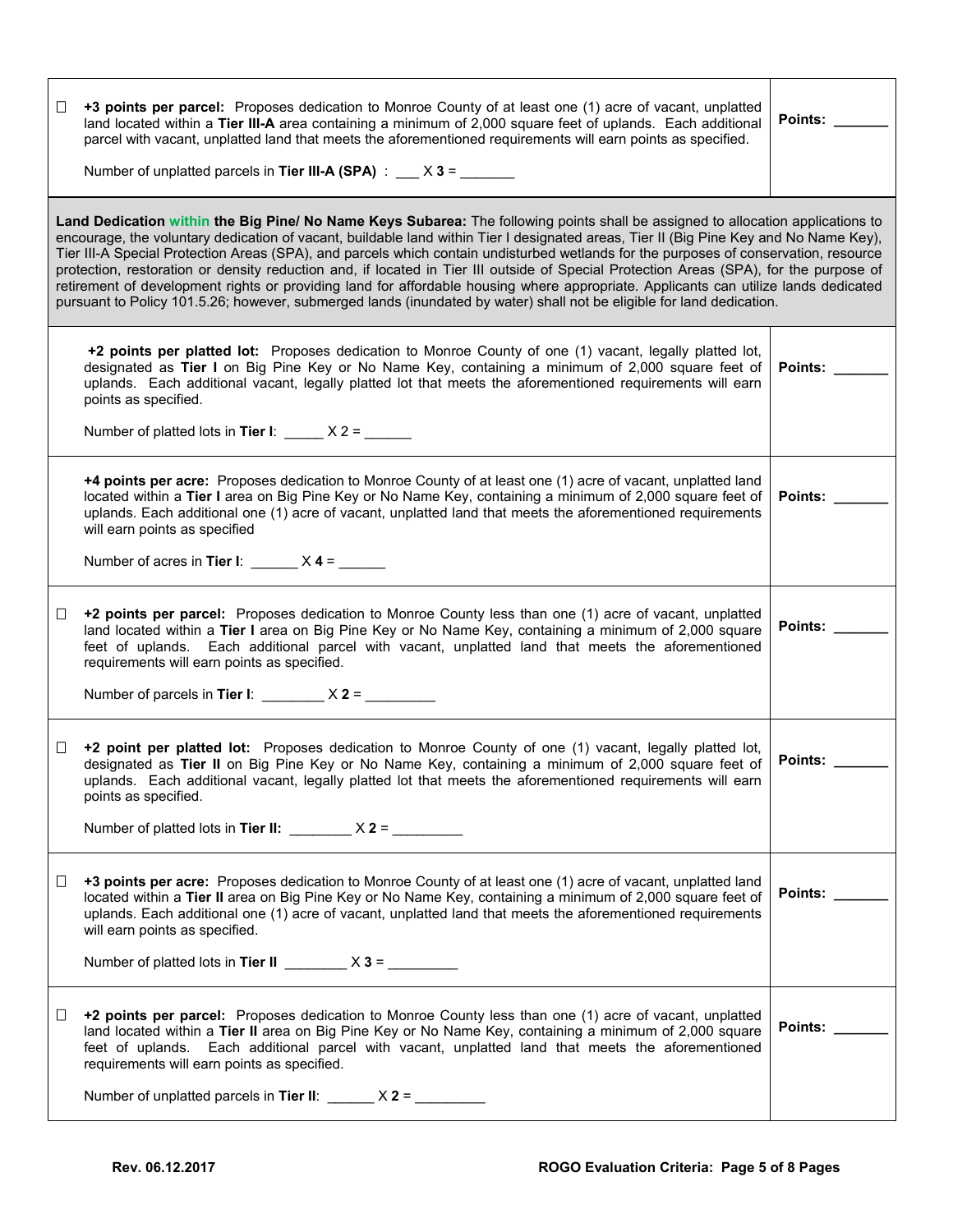| | |
|---|---|
| ☐ **+3 points per parcel:** Proposes dedication to Monroe County of at least one (1) acre of vacant, unplatted land located within a **Tier III-A** area containing a minimum of 2,000 square feet of uplands. Each additional parcel with vacant, unplatted land that meets the aforementioned requirements will earn points as specified.<br><br>Number of unplatted parcels in **Tier III-A (SPA)** : ___ X **3** = _______ | **Points:** _______ |
| **Land Dedication within the Big Pine/ No Name Keys Subarea:** The following points shall be assigned to allocation applications to encourage, the voluntary dedication of vacant, buildable land within Tier I designated areas, Tier II (Big Pine Key and No Name Key), Tier III-A Special Protection Areas (SPA), and parcels which contain undisturbed wetlands for the purposes of conservation, resource protection, restoration or density reduction and, if located in Tier III outside of Special Protection Areas (SPA), for the purpose of retirement of development rights or providing land for affordable housing where appropriate. Applicants can utilize lands dedicated pursuant to Policy 101.5.26; however, submerged lands (inundated by water) shall not be eligible for land dedication. | |
| **+2 points per platted lot:** Proposes dedication to Monroe County of one (1) vacant, legally platted lot, designated as **Tier I** on Big Pine Key or No Name Key, containing a minimum of 2,000 square feet of uplands. Each additional vacant, legally platted lot that meets the aforementioned requirements will earn points as specified.<br><br>Number of platted lots in **Tier I**: _____ X 2 = ______ | **Points:** _______ |
| **+4 points per acre:** Proposes dedication to Monroe County of at least one (1) acre of vacant, unplatted land located within a **Tier I** area on Big Pine Key or No Name Key, containing a minimum of 2,000 square feet of uplands. Each additional one (1) acre of vacant, unplatted land that meets the aforementioned requirements will earn points as specified<br><br>Number of acres in **Tier I**: ______ X **4** = ______ | **Points:** _______ |
| ☐ **+2 points per parcel:** Proposes dedication to Monroe County less than one (1) acre of vacant, unplatted land located within a **Tier I** area on Big Pine Key or No Name Key, containing a minimum of 2,000 square feet of uplands. Each additional parcel with vacant, unplatted land that meets the aforementioned requirements will earn points as specified.<br><br>Number of parcels in **Tier I**: ________ X **2** = _________ | **Points:** _______ |
| ☐ **+2 point per platted lot:** Proposes dedication to Monroe County of one (1) vacant, legally platted lot, designated as **Tier II** on Big Pine Key or No Name Key, containing a minimum of 2,000 square feet of uplands. Each additional vacant, legally platted lot that meets the aforementioned requirements will earn points as specified.<br><br>Number of platted lots in **Tier II:** ________ X **2** = _________ | **Points:** _______ |
| ☐ **+3 points per acre:** Proposes dedication to Monroe County of at least one (1) acre of vacant, unplatted land located within a **Tier II** area on Big Pine Key or No Name Key, containing a minimum of 2,000 square feet of uplands. Each additional one (1) acre of vacant, unplatted land that meets the aforementioned requirements will earn points as specified.<br><br>Number of platted lots in **Tier II** ________ X **3** = _________ | **Points:** _______ |
| ☐ **+2 points per parcel:** Proposes dedication to Monroe County less than one (1) acre of vacant, unplatted land located within a **Tier II** area on Big Pine Key or No Name Key, containing a minimum of 2,000 square feet of uplands. Each additional parcel with vacant, unplatted land that meets the aforementioned requirements will earn points as specified.<br><br>Number of unplatted parcels in **Tier II**: ______ X **2** = _________ | **Points:** _______ |

Rev. 06.12.2017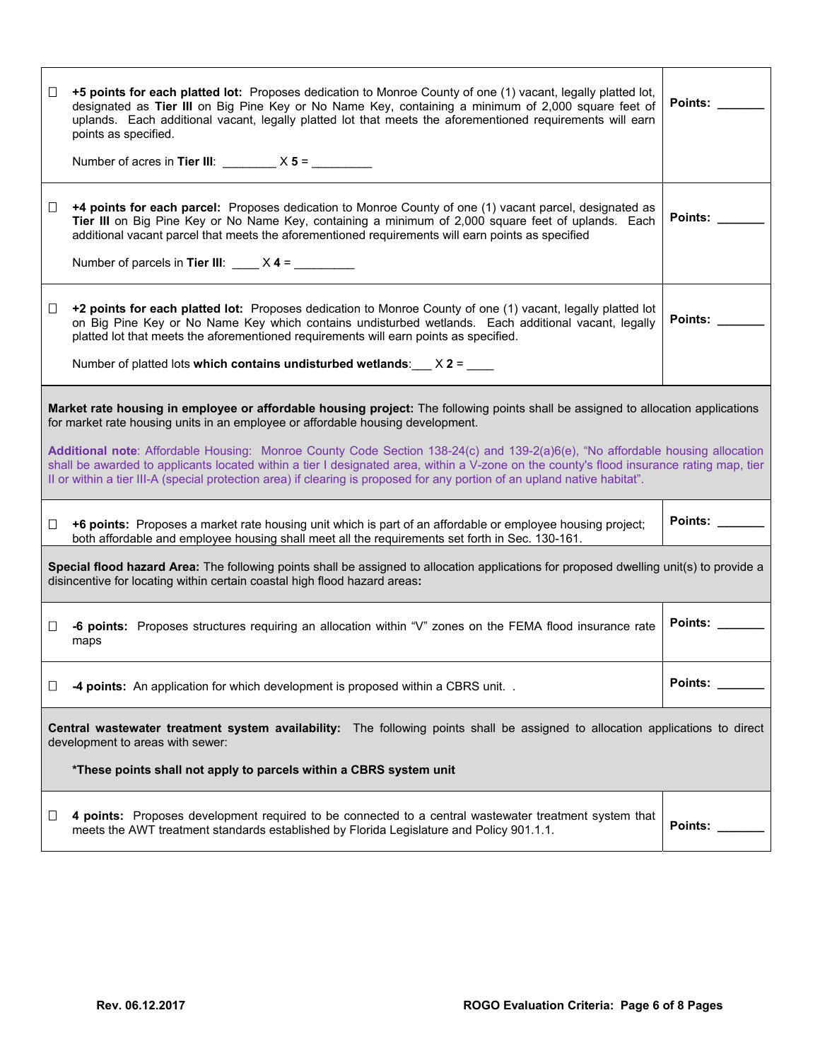| | |
|---|---|
| ☐ **+5 points for each platted lot:** Proposes dedication to Monroe County of one (1) vacant, legally platted lot, designated as **Tier III** on Big Pine Key or No Name Key, containing a minimum of 2,000 square feet of uplands. Each additional vacant, legally platted lot that meets the aforementioned requirements will earn points as specified.<br><br>Number of acres in **Tier III**: ________ X **5** = _________ | **Points:** _______ |
| ☐ **+4 points for each parcel:** Proposes dedication to Monroe County of one (1) vacant parcel, designated as **Tier III** on Big Pine Key or No Name Key, containing a minimum of 2,000 square feet of uplands. Each additional vacant parcel that meets the aforementioned requirements will earn points as specified<br><br>Number of parcels in **Tier III**: ____ X **4** = _________ | **Points:** _______ |
| ☐ **+2 points for each platted lot:** Proposes dedication to Monroe County of one (1) vacant, legally platted lot on Big Pine Key or No Name Key which contains undisturbed wetlands. Each additional vacant, legally platted lot that meets the aforementioned requirements will earn points as specified.<br><br>Number of platted lots **which contains undisturbed wetlands**:___ X **2** = ____ | **Points:** _______ |

**Market rate housing in employee or affordable housing project:** The following points shall be assigned to allocation applications for market rate housing units in an employee or affordable housing development.

**Additional note**: Affordable Housing: Monroe County Code Section 138-24(c) and 139-2(a)6(e), "No affordable housing allocation shall be awarded to applicants located within a tier I designated area, within a V-zone on the county's flood insurance rating map, tier II or within a tier III-A (special protection area) if clearing is proposed for any portion of an upland native habitat".

| | |
|---|---|
| ☐ **+6 points:** Proposes a market rate housing unit which is part of an affordable or employee housing project; both affordable and employee housing shall meet all the requirements set forth in Sec. 130-161. | **Points:** _______ |

**Special flood hazard Area:** The following points shall be assigned to allocation applications for proposed dwelling unit(s) to provide a disincentive for locating within certain coastal high flood hazard areas**:**

| | |
|---|---|
| ☐ **-6 points:** Proposes structures requiring an allocation within "V" zones on the FEMA flood insurance rate maps | **Points:** _______ |
| ☐ **-4 points:** An application for which development is proposed within a CBRS unit. . | **Points:** _______ |

**Central wastewater treatment system availability:** The following points shall be assigned to allocation applications to direct development to areas with sewer:

**\*These points shall not apply to parcels within a CBRS system unit**

| | |
|---|---|
| ☐ **4 points:** Proposes development required to be connected to a central wastewater treatment system that meets the AWT treatment standards established by Florida Legislature and Policy 901.1.1. | **Points:** _______ |

Rev. 06.12.2017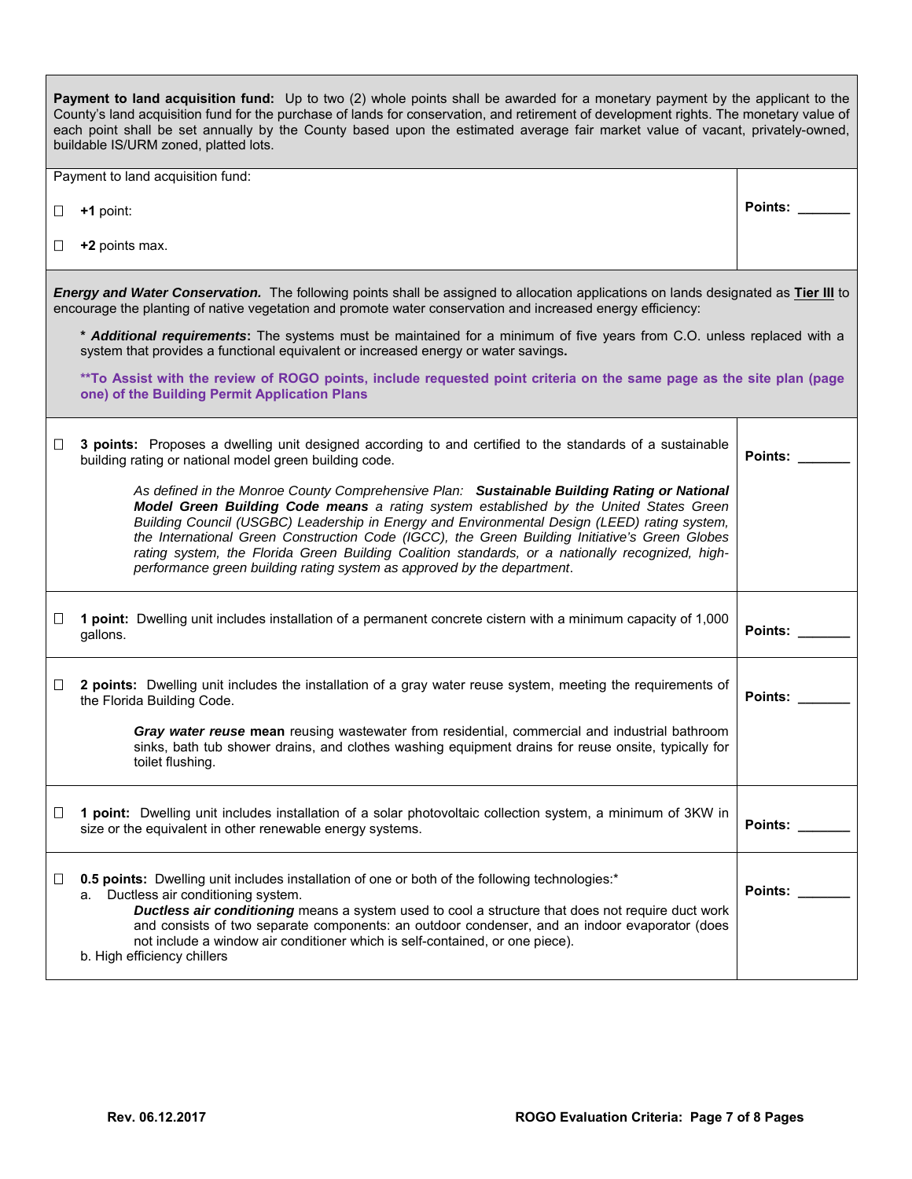**Payment to land acquisition fund:** Up to two (2) whole points shall be awarded for a monetary payment by the applicant to the County's land acquisition fund for the purchase of lands for conservation, and retirement of development rights. The monetary value of each point shall be set annually by the County based upon the estimated average fair market value of vacant, privately-owned, buildable IS/URM zoned, platted lots.

| Criteria | Points |
|---|---|
| Payment to land acquisition fund:<br><br>☐ **+1** point:<br><br>☐ **+2** points max. | **Points:** _______ |

***Energy and Water Conservation.*** The following points shall be assigned to allocation applications on lands designated as **Tier III** to encourage the planting of native vegetation and promote water conservation and increased energy efficiency:

\* ***Additional requirements*:** The systems must be maintained for a minimum of five years from C.O. unless replaced with a system that provides a functional equivalent or increased energy or water savings**.**

**\*\*To Assist with the review of ROGO points, include requested point criteria on the same page as the site plan (page one) of the Building Permit Application Plans**

| Criteria | Points |
|---|---|
| ☐ **3 points:** Proposes a dwelling unit designed according to and certified to the standards of a sustainable building rating or national model green building code.<br><br>*As defined in the Monroe County Comprehensive Plan:* ***Sustainable Building Rating or National Model Green Building Code means*** *a rating system established by the United States Green Building Council (USGBC) Leadership in Energy and Environmental Design (LEED) rating system, the International Green Construction Code (IGCC), the Green Building Initiative's Green Globes rating system, the Florida Green Building Coalition standards, or a nationally recognized, high-performance green building rating system as approved by the department*. | **Points:** _______ |
| ☐ **1 point:** Dwelling unit includes installation of a permanent concrete cistern with a minimum capacity of 1,000 gallons. | **Points:** _______ |
| ☐ **2 points:** Dwelling unit includes the installation of a gray water reuse system, meeting the requirements of the Florida Building Code.<br><br>***Gray water reuse* mean** reusing wastewater from residential, commercial and industrial bathroom sinks, bath tub shower drains, and clothes washing equipment drains for reuse onsite, typically for toilet flushing. | **Points:** _______ |
| ☐ **1 point:** Dwelling unit includes installation of a solar photovoltaic collection system, a minimum of 3KW in size or the equivalent in other renewable energy systems. | **Points:** _______ |
| ☐ **0.5 points:** Dwelling unit includes installation of one or both of the following technologies:*<br>a. Ductless air conditioning system.<br>***Ductless air conditioning*** means a system used to cool a structure that does not require duct work and consists of two separate components: an outdoor condenser, and an indoor evaporator (does not include a window air conditioner which is self-contained, or one piece).<br>b. High efficiency chillers | **Points:** _______ |

Rev. 06.12.2017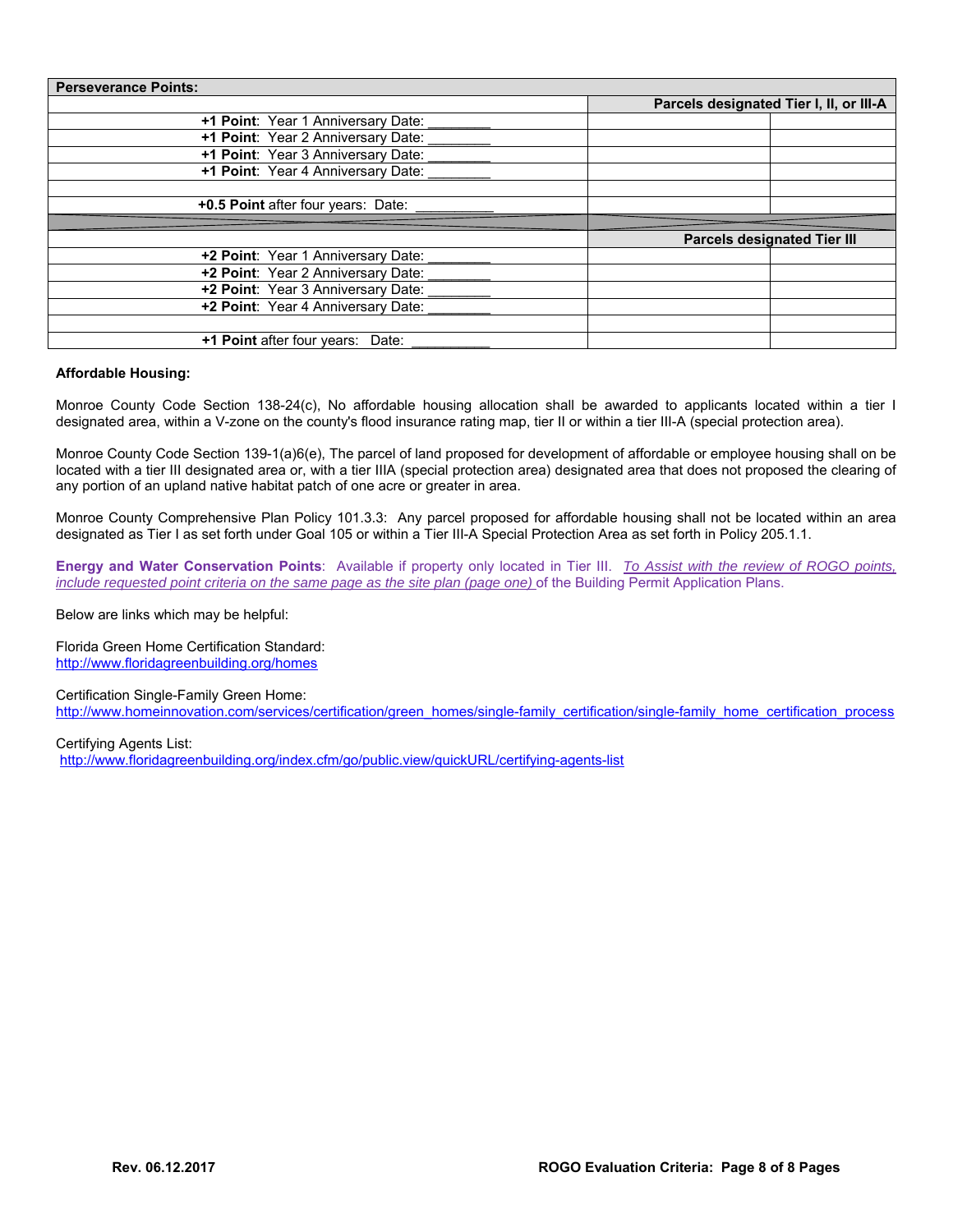| Perseverance Points: | | |
|---|---|---|
| | Parcels designated Tier I, II, or III-A | |
| **+1 Point**: Year 1 Anniversary Date: ________ | | |
| **+1 Point**: Year 2 Anniversary Date: ________ | | |
| **+1 Point**: Year 3 Anniversary Date: ________ | | |
| **+1 Point**: Year 4 Anniversary Date: ________ | | |
| | | |
| **+0.5 Point** after four years: Date: __________ | | |
| | | |
| | Parcels designated Tier III | |
| **+2 Point**: Year 1 Anniversary Date: ________ | | |
| **+2 Point**: Year 2 Anniversary Date: ________ | | |
| **+2 Point**: Year 3 Anniversary Date: ________ | | |
| **+2 Point**: Year 4 Anniversary Date: ________ | | |
| | | |
| **+1 Point** after four years: Date: __________ | | |

**Affordable Housing:**

Monroe County Code Section 138-24(c), No affordable housing allocation shall be awarded to applicants located within a tier I designated area, within a V-zone on the county's flood insurance rating map, tier II or within a tier III-A (special protection area).

Monroe County Code Section 139-1(a)6(e), The parcel of land proposed for development of affordable or employee housing shall on be located with a tier III designated area or, with a tier IIIA (special protection area) designated area that does not proposed the clearing of any portion of an upland native habitat patch of one acre or greater in area.

Monroe County Comprehensive Plan Policy 101.3.3: Any parcel proposed for affordable housing shall not be located within an area designated as Tier I as set forth under Goal 105 or within a Tier III-A Special Protection Area as set forth in Policy 205.1.1.

**Energy and Water Conservation Points**: Available if property only located in Tier III. *To Assist with the review of ROGO points, include requested point criteria on the same page as the site plan (page one)* of the Building Permit Application Plans.

Below are links which may be helpful:

Florida Green Home Certification Standard:
http://www.floridagreenbuilding.org/homes

Certification Single-Family Green Home:
http://www.homeinnovation.com/services/certification/green_homes/single-family_certification/single-family_home_certification_process

Certifying Agents List:
http://www.floridagreenbuilding.org/index.cfm/go/public.view/quickURL/certifying-agents-list

Rev. 06.12.2017